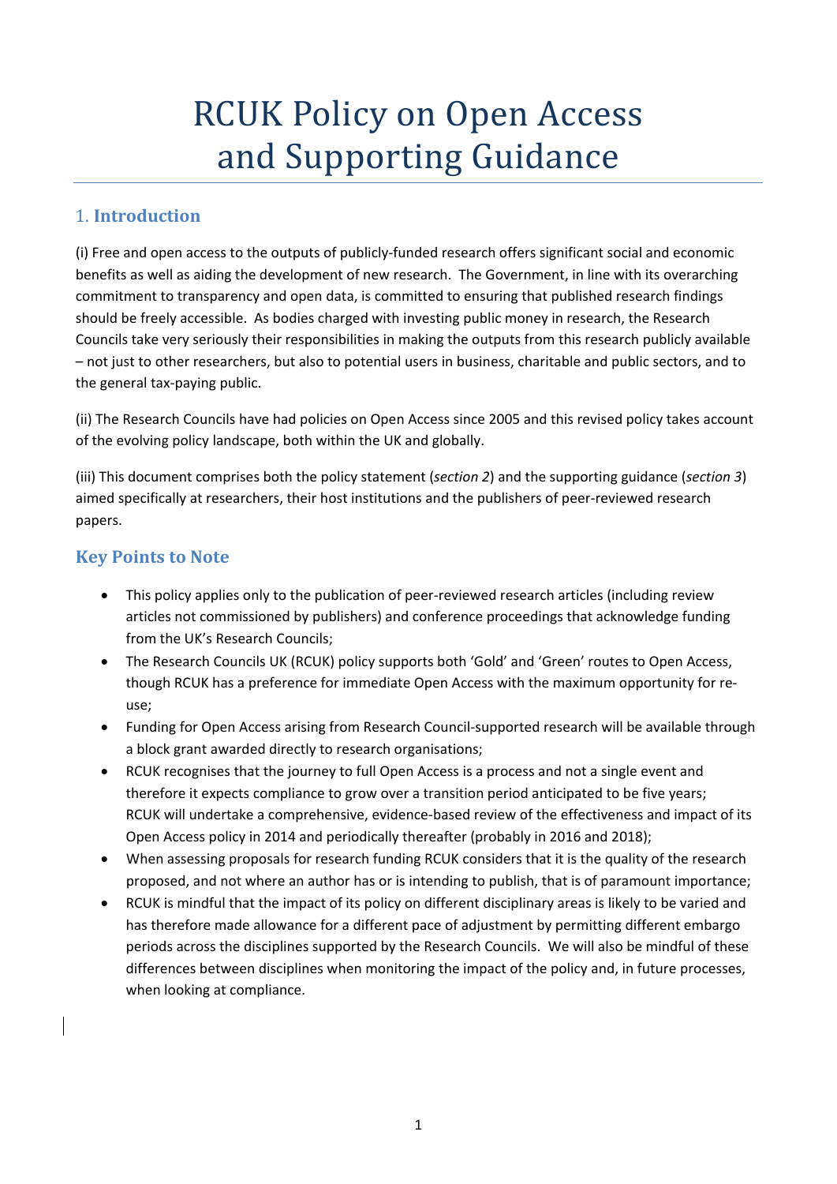# RCUK Policy on Open Access and Supporting Guidance

## 1. Introduction

(i) Free and open access to the outputs of publicly-funded research offers significant social and economic benefits as well as aiding the development of new research. The Government, in line with its overarching commitment to transparency and open data, is committed to ensuring that published research findings should be freely accessible. As bodies charged with investing public money in research, the Research Councils take very seriously their responsibilities in making the outputs from this research publicly available – not just to other researchers, but also to potential users in business, charitable and public sectors, and to the general tax-paying public.

(ii) The Research Councils have had policies on Open Access since 2005 and this revised policy takes account of the evolving policy landscape, both within the UK and globally.

(iii) This document comprises both the policy statement (*section 2*) and the supporting guidance (*section 3*) aimed specifically at researchers, their host institutions and the publishers of peer-reviewed research papers.

## Key Points to Note

- This policy applies only to the publication of peer-reviewed research articles (including review articles not commissioned by publishers) and conference proceedings that acknowledge funding from the UK's Research Councils;
- The Research Councils UK (RCUK) policy supports both 'Gold' and 'Green' routes to Open Access, though RCUK has a preference for immediate Open Access with the maximum opportunity for re-use;
- Funding for Open Access arising from Research Council-supported research will be available through a block grant awarded directly to research organisations;
- RCUK recognises that the journey to full Open Access is a process and not a single event and therefore it expects compliance to grow over a transition period anticipated to be five years; RCUK will undertake a comprehensive, evidence-based review of the effectiveness and impact of its Open Access policy in 2014 and periodically thereafter (probably in 2016 and 2018);
- When assessing proposals for research funding RCUK considers that it is the quality of the research proposed, and not where an author has or is intending to publish, that is of paramount importance;
- RCUK is mindful that the impact of its policy on different disciplinary areas is likely to be varied and has therefore made allowance for a different pace of adjustment by permitting different embargo periods across the disciplines supported by the Research Councils. We will also be mindful of these differences between disciplines when monitoring the impact of the policy and, in future processes, when looking at compliance.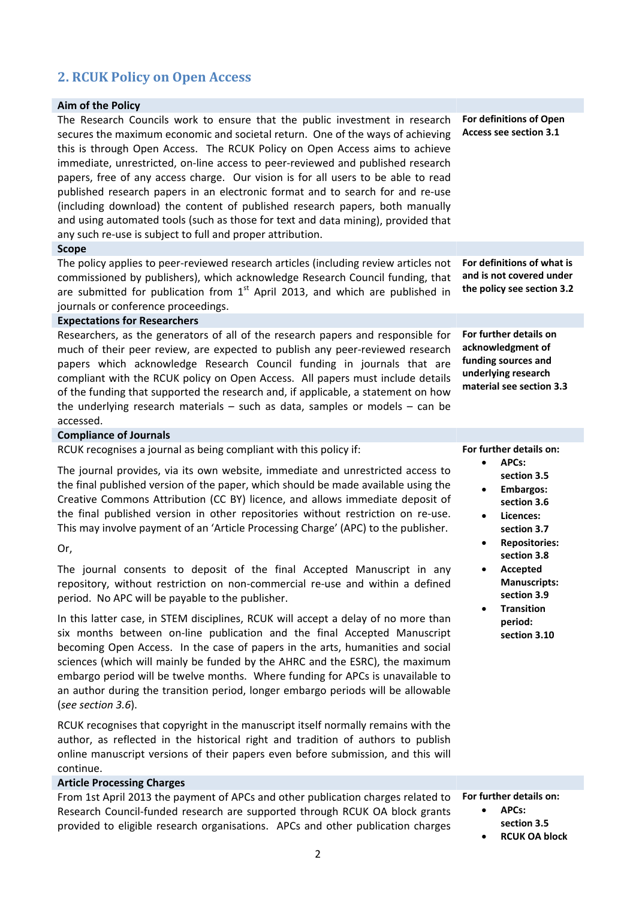## 2. RCUK Policy on Open Access

### Aim of the Policy

The Research Councils work to ensure that the public investment in research secures the maximum economic and societal return. One of the ways of achieving this is through Open Access. The RCUK Policy on Open Access aims to achieve immediate, unrestricted, on-line access to peer-reviewed and published research papers, free of any access charge. Our vision is for all users to be able to read published research papers in an electronic format and to search for and re-use (including download) the content of published research papers, both manually and using automated tools (such as those for text and data mining), provided that any such re-use is subject to full and proper attribution.

**For definitions of Open Access see section 3.1**

### Scope

The policy applies to peer-reviewed research articles (including review articles not commissioned by publishers), which acknowledge Research Council funding, that are submitted for publication from 1st April 2013, and which are published in journals or conference proceedings.

**For definitions of what is and is not covered under the policy see section 3.2**

### Expectations for Researchers

Researchers, as the generators of all of the research papers and responsible for much of their peer review, are expected to publish any peer-reviewed research papers which acknowledge Research Council funding in journals that are compliant with the RCUK policy on Open Access. All papers must include details of the funding that supported the research and, if applicable, a statement on how the underlying research materials – such as data, samples or models – can be accessed.

**For further details on acknowledgment of funding sources and underlying research material see section 3.3**

### Compliance of Journals

RCUK recognises a journal as being compliant with this policy if:

The journal provides, via its own website, immediate and unrestricted access to the final published version of the paper, which should be made available using the Creative Commons Attribution (CC BY) licence, and allows immediate deposit of the final published version in other repositories without restriction on re-use. This may involve payment of an 'Article Processing Charge' (APC) to the publisher.

Or,

The journal consents to deposit of the final Accepted Manuscript in any repository, without restriction on non-commercial re-use and within a defined period. No APC will be payable to the publisher.

In this latter case, in STEM disciplines, RCUK will accept a delay of no more than six months between on-line publication and the final Accepted Manuscript becoming Open Access. In the case of papers in the arts, humanities and social sciences (which will mainly be funded by the AHRC and the ESRC), the maximum embargo period will be twelve months. Where funding for APCs is unavailable to an author during the transition period, longer embargo periods will be allowable (*see section 3.6*).

RCUK recognises that copyright in the manuscript itself normally remains with the author, as reflected in the historical right and tradition of authors to publish online manuscript versions of their papers even before submission, and this will continue.

**For further details on:**

- **APCs: section 3.5**
- **Embargos: section 3.6**
- **Licences: section 3.7**
- **Repositories: section 3.8**
- **Accepted Manuscripts: section 3.9**
- **Transition period: section 3.10**

### Article Processing Charges

From 1st April 2013 the payment of APCs and other publication charges related to Research Council-funded research are supported through RCUK OA block grants provided to eligible research organisations. APCs and other publication charges

**For further details on:**

- **APCs: section 3.5**
- **RCUK OA block**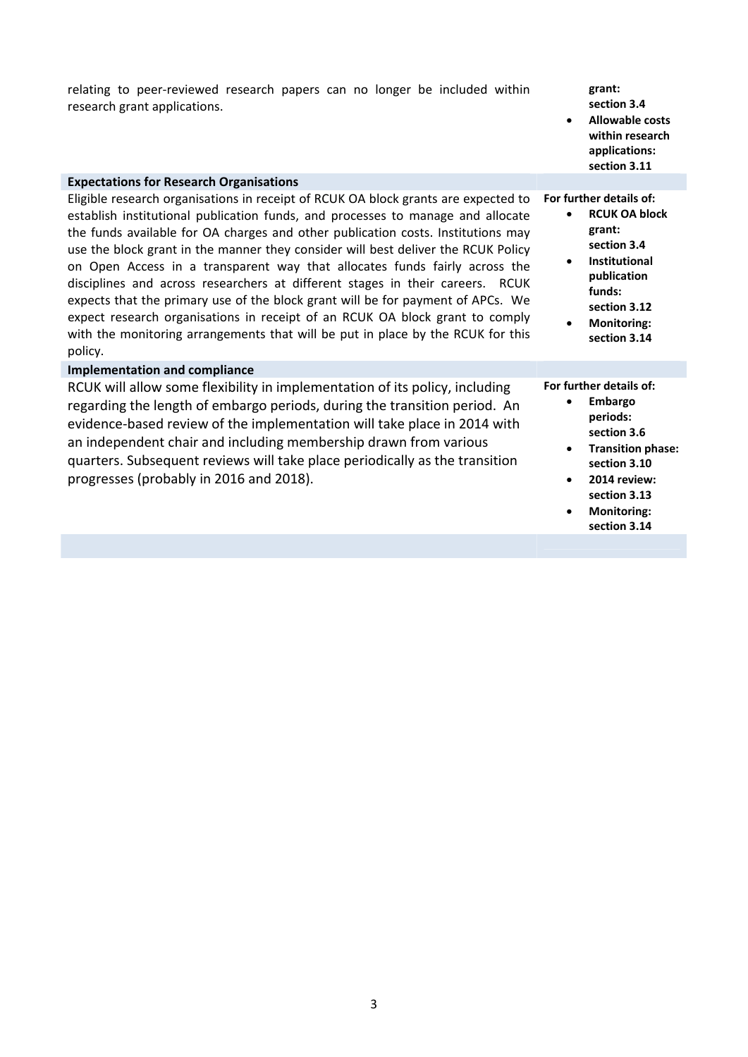| | |
|---|---|
| relating to peer-reviewed research papers can no longer be included within research grant applications. | **grant: section 3.4**<br>• **Allowable costs within research applications: section 3.11** |
| **Expectations for Research Organisations** | |
| Eligible research organisations in receipt of RCUK OA block grants are expected to establish institutional publication funds, and processes to manage and allocate the funds available for OA charges and other publication costs. Institutions may use the block grant in the manner they consider will best deliver the RCUK Policy on Open Access in a transparent way that allocates funds fairly across the disciplines and across researchers at different stages in their careers. RCUK expects that the primary use of the block grant will be for payment of APCs. We expect research organisations in receipt of an RCUK OA block grant to comply with the monitoring arrangements that will be put in place by the RCUK for this policy. | **For further details of:**<br>• **RCUK OA block grant: section 3.4**<br>• **Institutional publication funds: section 3.12**<br>• **Monitoring: section 3.14** |
| **Implementation and compliance** | |
| RCUK will allow some flexibility in implementation of its policy, including regarding the length of embargo periods, during the transition period. An evidence-based review of the implementation will take place in 2014 with an independent chair and including membership drawn from various quarters. Subsequent reviews will take place periodically as the transition progresses (probably in 2016 and 2018). | **For further details of:**<br>• **Embargo periods: section 3.6**<br>• **Transition phase: section 3.10**<br>• **2014 review: section 3.13**<br>• **Monitoring: section 3.14** |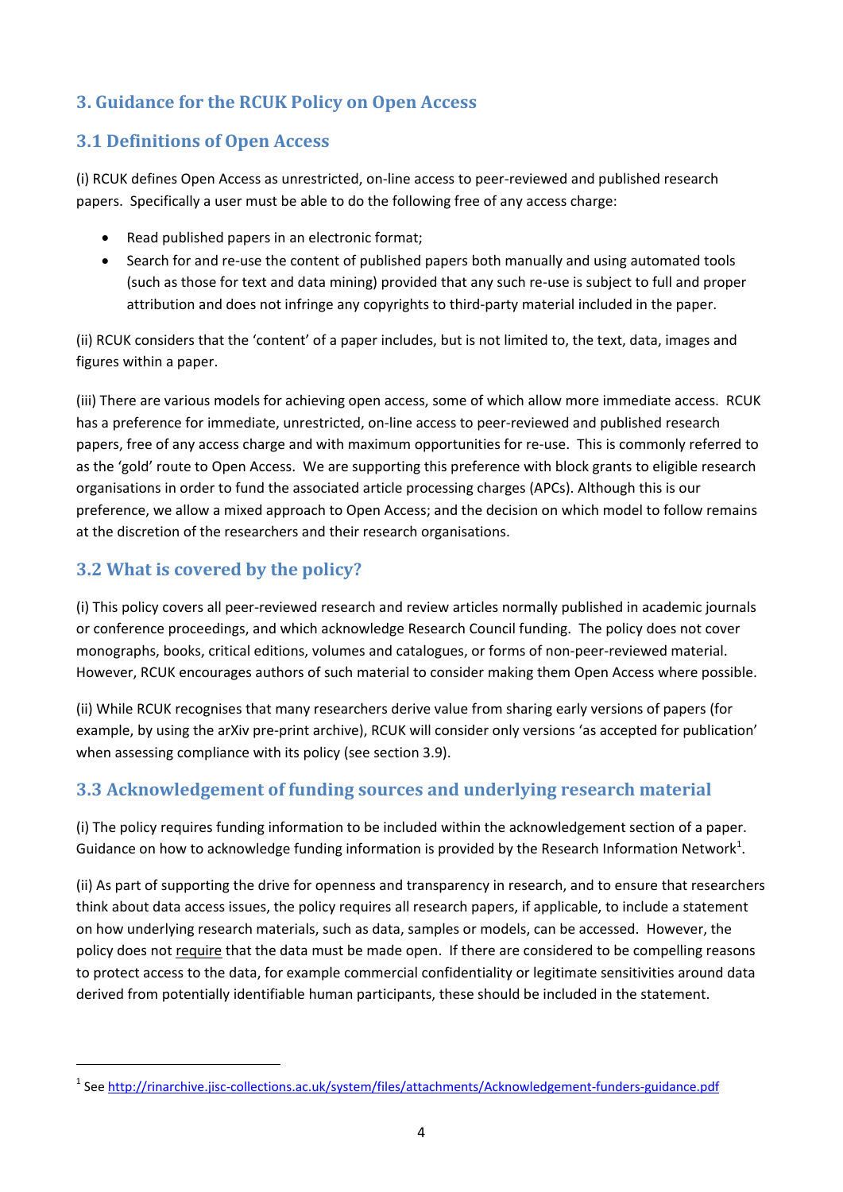## 3. Guidance for the RCUK Policy on Open Access

### 3.1 Definitions of Open Access

(i) RCUK defines Open Access as unrestricted, on-line access to peer-reviewed and published research papers. Specifically a user must be able to do the following free of any access charge:

- Read published papers in an electronic format;
- Search for and re-use the content of published papers both manually and using automated tools (such as those for text and data mining) provided that any such re-use is subject to full and proper attribution and does not infringe any copyrights to third-party material included in the paper.

(ii) RCUK considers that the 'content' of a paper includes, but is not limited to, the text, data, images and figures within a paper.

(iii) There are various models for achieving open access, some of which allow more immediate access. RCUK has a preference for immediate, unrestricted, on-line access to peer-reviewed and published research papers, free of any access charge and with maximum opportunities for re-use. This is commonly referred to as the 'gold' route to Open Access. We are supporting this preference with block grants to eligible research organisations in order to fund the associated article processing charges (APCs). Although this is our preference, we allow a mixed approach to Open Access; and the decision on which model to follow remains at the discretion of the researchers and their research organisations.

### 3.2 What is covered by the policy?

(i) This policy covers all peer-reviewed research and review articles normally published in academic journals or conference proceedings, and which acknowledge Research Council funding. The policy does not cover monographs, books, critical editions, volumes and catalogues, or forms of non-peer-reviewed material. However, RCUK encourages authors of such material to consider making them Open Access where possible.

(ii) While RCUK recognises that many researchers derive value from sharing early versions of papers (for example, by using the arXiv pre-print archive), RCUK will consider only versions 'as accepted for publication' when assessing compliance with its policy (see section 3.9).

### 3.3 Acknowledgement of funding sources and underlying research material

(i) The policy requires funding information to be included within the acknowledgement section of a paper. Guidance on how to acknowledge funding information is provided by the Research Information Network[1].

(ii) As part of supporting the drive for openness and transparency in research, and to ensure that researchers think about data access issues, the policy requires all research papers, if applicable, to include a statement on how underlying research materials, such as data, samples or models, can be accessed. However, the policy does not require that the data must be made open. If there are considered to be compelling reasons to protect access to the data, for example commercial confidentiality or legitimate sensitivities around data derived from potentially identifiable human participants, these should be included in the statement.

---

[1] See http://rinarchive.jisc-collections.ac.uk/system/files/attachments/Acknowledgement-funders-guidance.pdf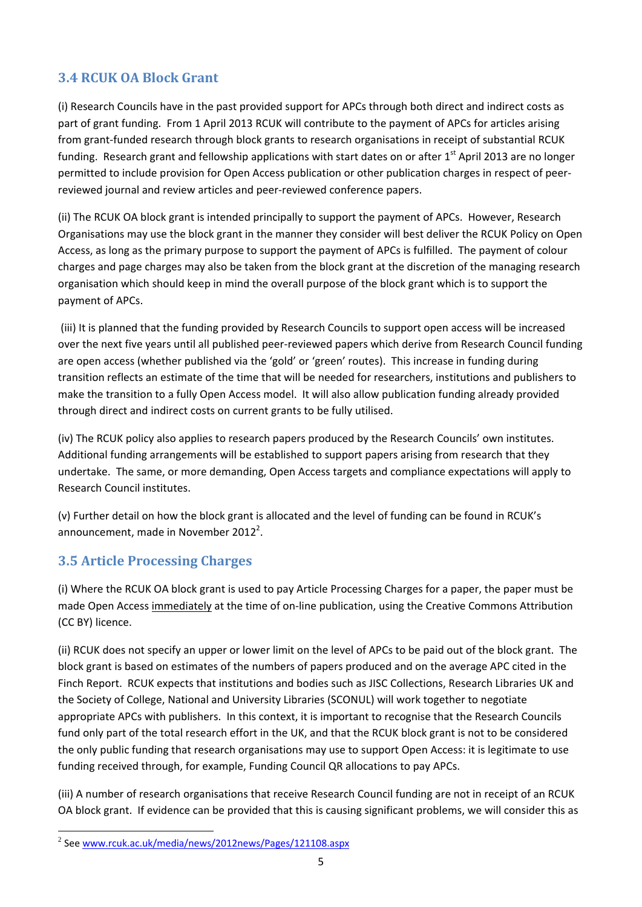### 3.4 RCUK OA Block Grant

(i) Research Councils have in the past provided support for APCs through both direct and indirect costs as part of grant funding. From 1 April 2013 RCUK will contribute to the payment of APCs for articles arising from grant-funded research through block grants to research organisations in receipt of substantial RCUK funding. Research grant and fellowship applications with start dates on or after 1st April 2013 are no longer permitted to include provision for Open Access publication or other publication charges in respect of peer-reviewed journal and review articles and peer-reviewed conference papers.

(ii) The RCUK OA block grant is intended principally to support the payment of APCs. However, Research Organisations may use the block grant in the manner they consider will best deliver the RCUK Policy on Open Access, as long as the primary purpose to support the payment of APCs is fulfilled. The payment of colour charges and page charges may also be taken from the block grant at the discretion of the managing research organisation which should keep in mind the overall purpose of the block grant which is to support the payment of APCs.

(iii) It is planned that the funding provided by Research Councils to support open access will be increased over the next five years until all published peer-reviewed papers which derive from Research Council funding are open access (whether published via the 'gold' or 'green' routes). This increase in funding during transition reflects an estimate of the time that will be needed for researchers, institutions and publishers to make the transition to a fully Open Access model. It will also allow publication funding already provided through direct and indirect costs on current grants to be fully utilised.

(iv) The RCUK policy also applies to research papers produced by the Research Councils' own institutes. Additional funding arrangements will be established to support papers arising from research that they undertake. The same, or more demanding, Open Access targets and compliance expectations will apply to Research Council institutes.

(v) Further detail on how the block grant is allocated and the level of funding can be found in RCUK's announcement, made in November 2012[2].

### 3.5 Article Processing Charges

(i) Where the RCUK OA block grant is used to pay Article Processing Charges for a paper, the paper must be made Open Access immediately at the time of on-line publication, using the Creative Commons Attribution (CC BY) licence.

(ii) RCUK does not specify an upper or lower limit on the level of APCs to be paid out of the block grant. The block grant is based on estimates of the numbers of papers produced and on the average APC cited in the Finch Report. RCUK expects that institutions and bodies such as JISC Collections, Research Libraries UK and the Society of College, National and University Libraries (SCONUL) will work together to negotiate appropriate APCs with publishers. In this context, it is important to recognise that the Research Councils fund only part of the total research effort in the UK, and that the RCUK block grant is not to be considered the only public funding that research organisations may use to support Open Access: it is legitimate to use funding received through, for example, Funding Council QR allocations to pay APCs.

(iii) A number of research organisations that receive Research Council funding are not in receipt of an RCUK OA block grant. If evidence can be provided that this is causing significant problems, we will consider this as

---

[2] See www.rcuk.ac.uk/media/news/2012news/Pages/121108.aspx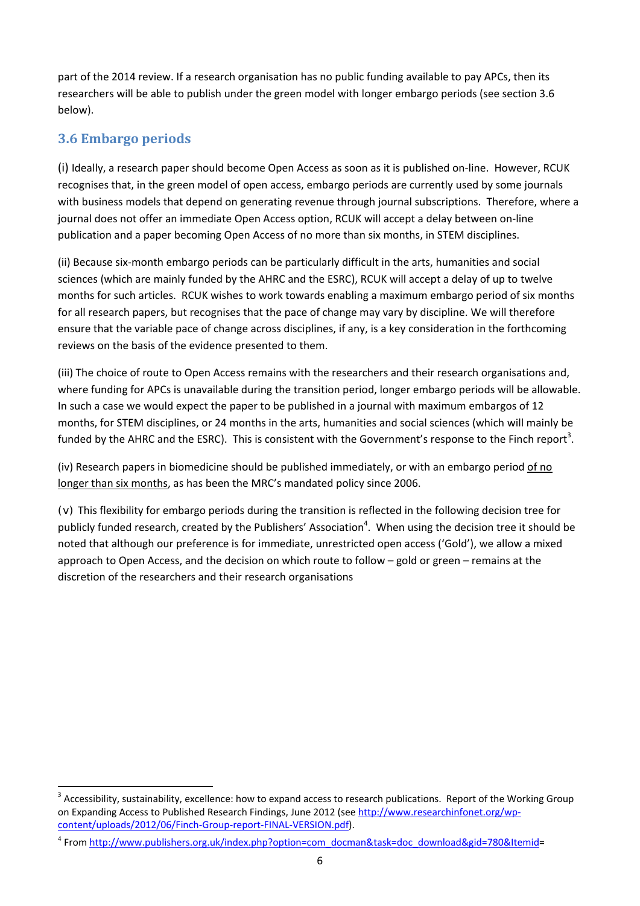part of the 2014 review. If a research organisation has no public funding available to pay APCs, then its researchers will be able to publish under the green model with longer embargo periods (see section 3.6 below).

### 3.6 Embargo periods

(i) Ideally, a research paper should become Open Access as soon as it is published on-line. However, RCUK recognises that, in the green model of open access, embargo periods are currently used by some journals with business models that depend on generating revenue through journal subscriptions. Therefore, where a journal does not offer an immediate Open Access option, RCUK will accept a delay between on-line publication and a paper becoming Open Access of no more than six months, in STEM disciplines.

(ii) Because six-month embargo periods can be particularly difficult in the arts, humanities and social sciences (which are mainly funded by the AHRC and the ESRC), RCUK will accept a delay of up to twelve months for such articles. RCUK wishes to work towards enabling a maximum embargo period of six months for all research papers, but recognises that the pace of change may vary by discipline. We will therefore ensure that the variable pace of change across disciplines, if any, is a key consideration in the forthcoming reviews on the basis of the evidence presented to them.

(iii) The choice of route to Open Access remains with the researchers and their research organisations and, where funding for APCs is unavailable during the transition period, longer embargo periods will be allowable. In such a case we would expect the paper to be published in a journal with maximum embargos of 12 months, for STEM disciplines, or 24 months in the arts, humanities and social sciences (which will mainly be funded by the AHRC and the ESRC). This is consistent with the Government's response to the Finch report[3].

(iv) Research papers in biomedicine should be published immediately, or with an embargo period of no longer than six months, as has been the MRC's mandated policy since 2006.

(v) This flexibility for embargo periods during the transition is reflected in the following decision tree for publicly funded research, created by the Publishers' Association[4]. When using the decision tree it should be noted that although our preference is for immediate, unrestricted open access ('Gold'), we allow a mixed approach to Open Access, and the decision on which route to follow – gold or green – remains at the discretion of the researchers and their research organisations

---

[3] Accessibility, sustainability, excellence: how to expand access to research publications. Report of the Working Group on Expanding Access to Published Research Findings, June 2012 (see http://www.researchinfonet.org/wp-content/uploads/2012/06/Finch-Group-report-FINAL-VERSION.pdf).

[4] From http://www.publishers.org.uk/index.php?option=com_docman&task=doc_download&gid=780&Itemid=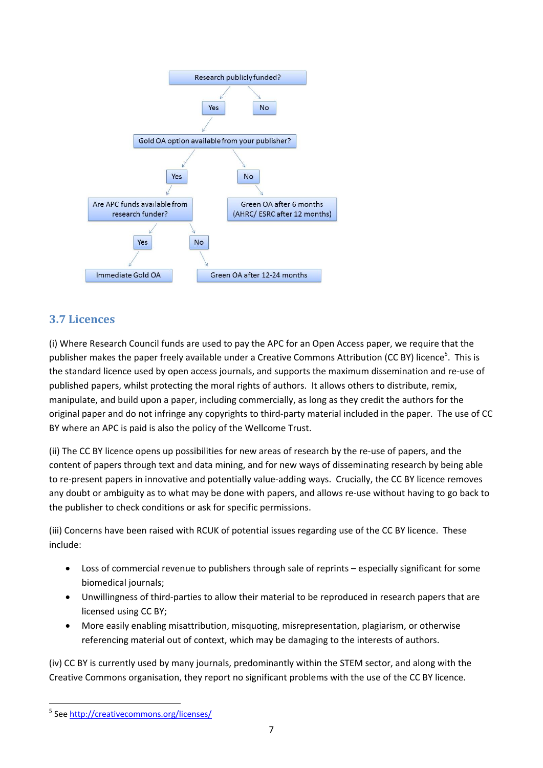- Research publicly funded?
  - Yes
    - Gold OA option available from your publisher?
      - Yes
        - Are APC funds available from research funder?
          - Yes
            - Immediate Gold OA
          - No
            - Green OA after 12-24 months
      - No
        - Green OA after 6 months (AHRC/ ESRC after 12 months)
  - No

## 3.7 Licences

(i) Where Research Council funds are used to pay the APC for an Open Access paper, we require that the publisher makes the paper freely available under a Creative Commons Attribution (CC BY) licence[5]. This is the standard licence used by open access journals, and supports the maximum dissemination and re-use of published papers, whilst protecting the moral rights of authors. It allows others to distribute, remix, manipulate, and build upon a paper, including commercially, as long as they credit the authors for the original paper and do not infringe any copyrights to third-party material included in the paper. The use of CC BY where an APC is paid is also the policy of the Wellcome Trust.

(ii) The CC BY licence opens up possibilities for new areas of research by the re-use of papers, and the content of papers through text and data mining, and for new ways of disseminating research by being able to re-present papers in innovative and potentially value-adding ways. Crucially, the CC BY licence removes any doubt or ambiguity as to what may be done with papers, and allows re-use without having to go back to the publisher to check conditions or ask for specific permissions.

(iii) Concerns have been raised with RCUK of potential issues regarding use of the CC BY licence. These include:

- Loss of commercial revenue to publishers through sale of reprints – especially significant for some biomedical journals;
- Unwillingness of third-parties to allow their material to be reproduced in research papers that are licensed using CC BY;
- More easily enabling misattribution, misquoting, misrepresentation, plagiarism, or otherwise referencing material out of context, which may be damaging to the interests of authors.

(iv) CC BY is currently used by many journals, predominantly within the STEM sector, and along with the Creative Commons organisation, they report no significant problems with the use of the CC BY licence.

---

[5] See http://creativecommons.org/licenses/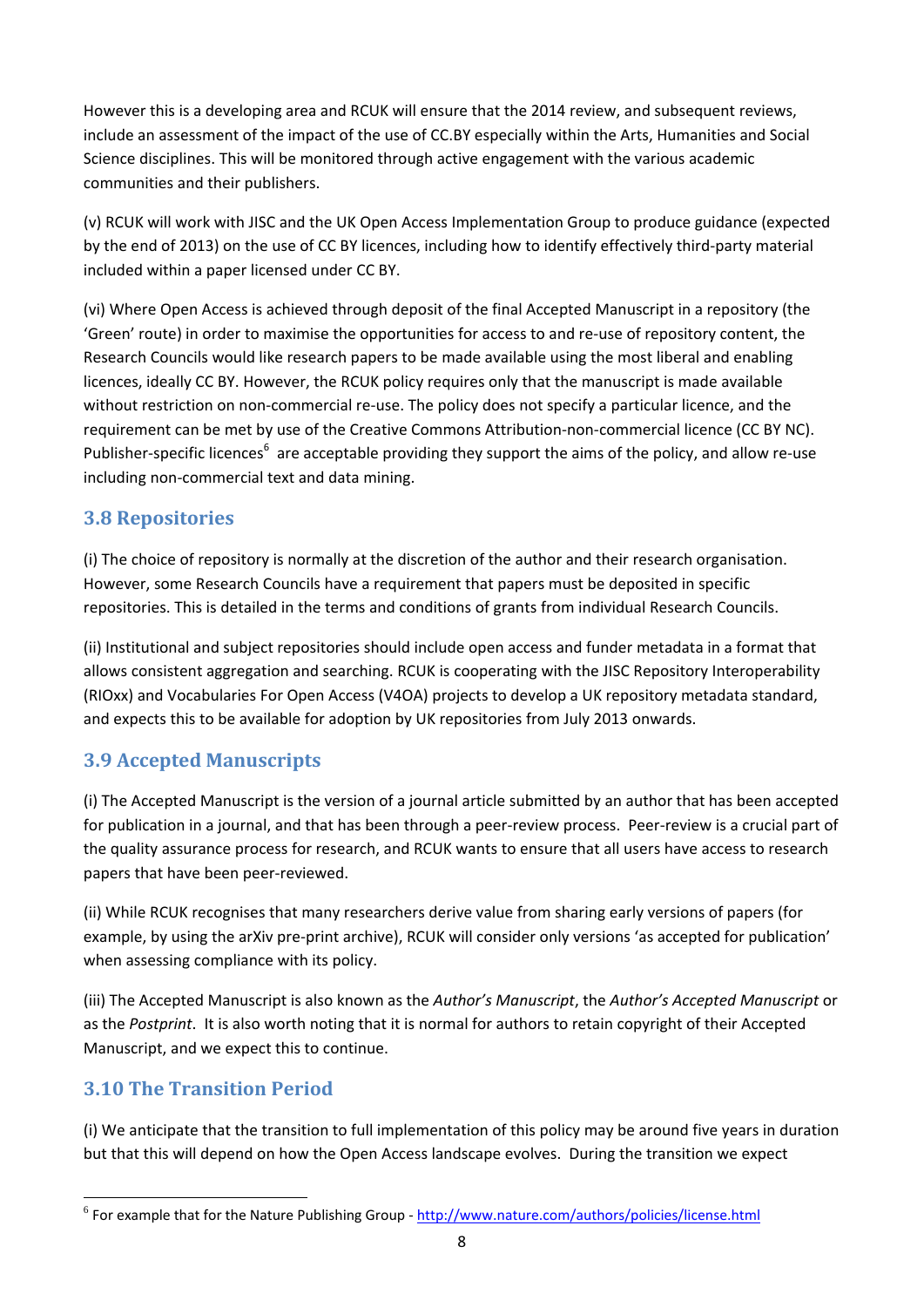However this is a developing area and RCUK will ensure that the 2014 review, and subsequent reviews, include an assessment of the impact of the use of CC.BY especially within the Arts, Humanities and Social Science disciplines. This will be monitored through active engagement with the various academic communities and their publishers.

(v) RCUK will work with JISC and the UK Open Access Implementation Group to produce guidance (expected by the end of 2013) on the use of CC BY licences, including how to identify effectively third-party material included within a paper licensed under CC BY.

(vi) Where Open Access is achieved through deposit of the final Accepted Manuscript in a repository (the 'Green' route) in order to maximise the opportunities for access to and re-use of repository content, the Research Councils would like research papers to be made available using the most liberal and enabling licences, ideally CC BY. However, the RCUK policy requires only that the manuscript is made available without restriction on non-commercial re-use. The policy does not specify a particular licence, and the requirement can be met by use of the Creative Commons Attribution-non-commercial licence (CC BY NC). Publisher-specific licences[6] are acceptable providing they support the aims of the policy, and allow re-use including non-commercial text and data mining.

## 3.8 Repositories

(i) The choice of repository is normally at the discretion of the author and their research organisation. However, some Research Councils have a requirement that papers must be deposited in specific repositories. This is detailed in the terms and conditions of grants from individual Research Councils.

(ii) Institutional and subject repositories should include open access and funder metadata in a format that allows consistent aggregation and searching. RCUK is cooperating with the JISC Repository Interoperability (RIOxx) and Vocabularies For Open Access (V4OA) projects to develop a UK repository metadata standard, and expects this to be available for adoption by UK repositories from July 2013 onwards.

## 3.9 Accepted Manuscripts

(i) The Accepted Manuscript is the version of a journal article submitted by an author that has been accepted for publication in a journal, and that has been through a peer-review process. Peer-review is a crucial part of the quality assurance process for research, and RCUK wants to ensure that all users have access to research papers that have been peer-reviewed.

(ii) While RCUK recognises that many researchers derive value from sharing early versions of papers (for example, by using the arXiv pre-print archive), RCUK will consider only versions 'as accepted for publication' when assessing compliance with its policy.

(iii) The Accepted Manuscript is also known as the *Author's Manuscript*, the *Author's Accepted Manuscript* or as the *Postprint*. It is also worth noting that it is normal for authors to retain copyright of their Accepted Manuscript, and we expect this to continue.

## 3.10 The Transition Period

(i) We anticipate that the transition to full implementation of this policy may be around five years in duration but that this will depend on how the Open Access landscape evolves. During the transition we expect

---

[6] For example that for the Nature Publishing Group - http://www.nature.com/authors/policies/license.html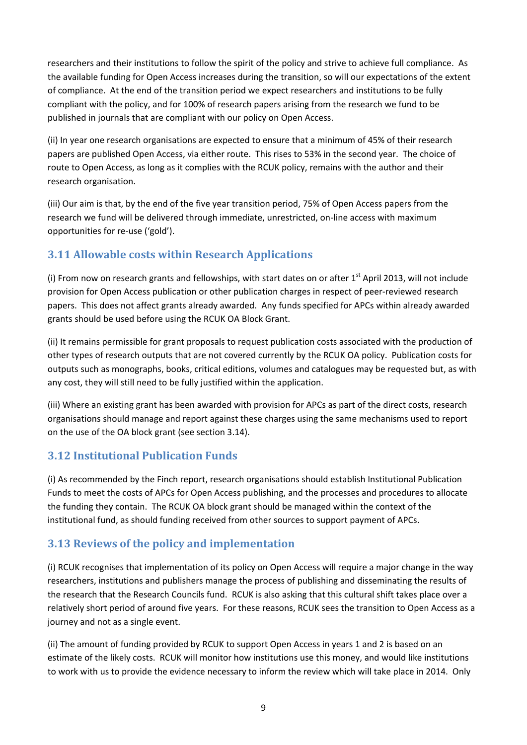researchers and their institutions to follow the spirit of the policy and strive to achieve full compliance. As the available funding for Open Access increases during the transition, so will our expectations of the extent of compliance. At the end of the transition period we expect researchers and institutions to be fully compliant with the policy, and for 100% of research papers arising from the research we fund to be published in journals that are compliant with our policy on Open Access.

(ii) In year one research organisations are expected to ensure that a minimum of 45% of their research papers are published Open Access, via either route. This rises to 53% in the second year. The choice of route to Open Access, as long as it complies with the RCUK policy, remains with the author and their research organisation.

(iii) Our aim is that, by the end of the five year transition period, 75% of Open Access papers from the research we fund will be delivered through immediate, unrestricted, on-line access with maximum opportunities for re-use ('gold').

### 3.11 Allowable costs within Research Applications

(i) From now on research grants and fellowships, with start dates on or after 1st April 2013, will not include provision for Open Access publication or other publication charges in respect of peer-reviewed research papers. This does not affect grants already awarded. Any funds specified for APCs within already awarded grants should be used before using the RCUK OA Block Grant.

(ii) It remains permissible for grant proposals to request publication costs associated with the production of other types of research outputs that are not covered currently by the RCUK OA policy. Publication costs for outputs such as monographs, books, critical editions, volumes and catalogues may be requested but, as with any cost, they will still need to be fully justified within the application.

(iii) Where an existing grant has been awarded with provision for APCs as part of the direct costs, research organisations should manage and report against these charges using the same mechanisms used to report on the use of the OA block grant (see section 3.14).

### 3.12 Institutional Publication Funds

(i) As recommended by the Finch report, research organisations should establish Institutional Publication Funds to meet the costs of APCs for Open Access publishing, and the processes and procedures to allocate the funding they contain. The RCUK OA block grant should be managed within the context of the institutional fund, as should funding received from other sources to support payment of APCs.

### 3.13 Reviews of the policy and implementation

(i) RCUK recognises that implementation of its policy on Open Access will require a major change in the way researchers, institutions and publishers manage the process of publishing and disseminating the results of the research that the Research Councils fund. RCUK is also asking that this cultural shift takes place over a relatively short period of around five years. For these reasons, RCUK sees the transition to Open Access as a journey and not as a single event.

(ii) The amount of funding provided by RCUK to support Open Access in years 1 and 2 is based on an estimate of the likely costs. RCUK will monitor how institutions use this money, and would like institutions to work with us to provide the evidence necessary to inform the review which will take place in 2014. Only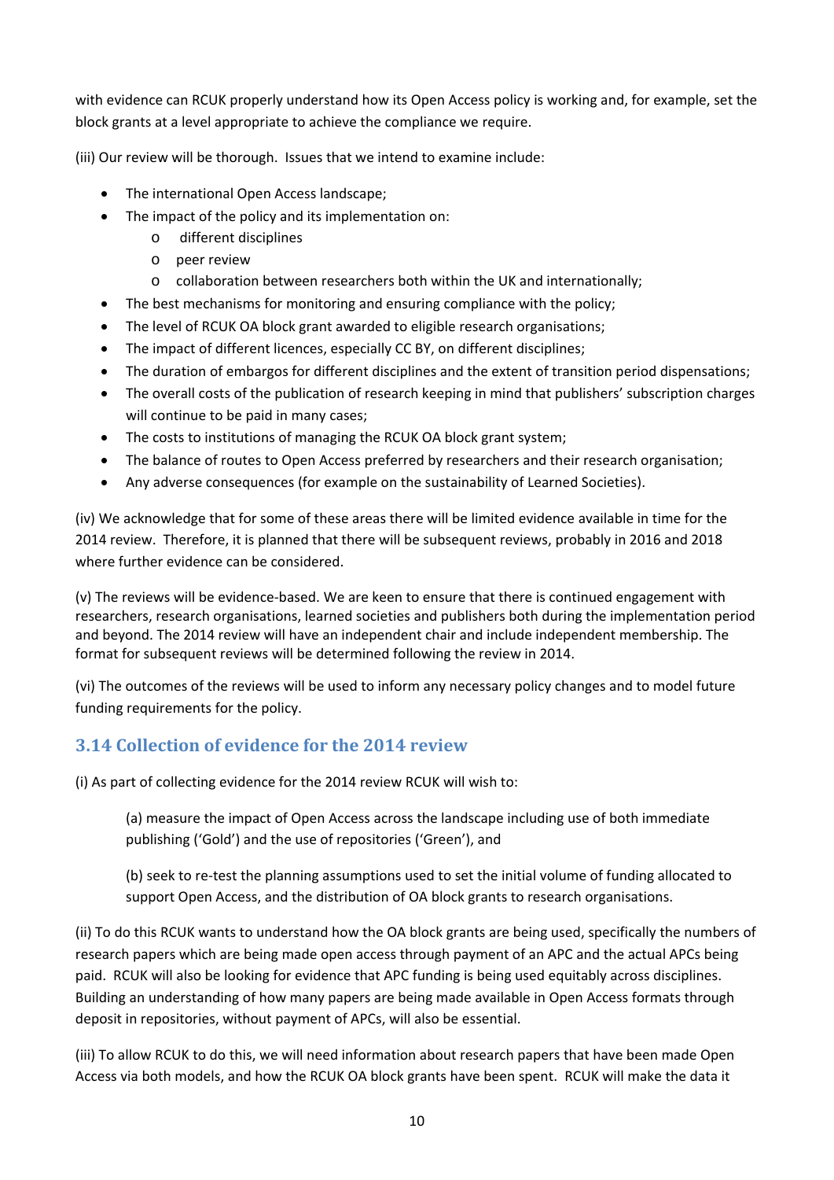with evidence can RCUK properly understand how its Open Access policy is working and, for example, set the block grants at a level appropriate to achieve the compliance we require.

(iii) Our review will be thorough. Issues that we intend to examine include:

- The international Open Access landscape;
- The impact of the policy and its implementation on:
  - different disciplines
  - peer review
  - collaboration between researchers both within the UK and internationally;
- The best mechanisms for monitoring and ensuring compliance with the policy;
- The level of RCUK OA block grant awarded to eligible research organisations;
- The impact of different licences, especially CC BY, on different disciplines;
- The duration of embargos for different disciplines and the extent of transition period dispensations;
- The overall costs of the publication of research keeping in mind that publishers' subscription charges will continue to be paid in many cases;
- The costs to institutions of managing the RCUK OA block grant system;
- The balance of routes to Open Access preferred by researchers and their research organisation;
- Any adverse consequences (for example on the sustainability of Learned Societies).

(iv) We acknowledge that for some of these areas there will be limited evidence available in time for the 2014 review. Therefore, it is planned that there will be subsequent reviews, probably in 2016 and 2018 where further evidence can be considered.

(v) The reviews will be evidence-based. We are keen to ensure that there is continued engagement with researchers, research organisations, learned societies and publishers both during the implementation period and beyond. The 2014 review will have an independent chair and include independent membership. The format for subsequent reviews will be determined following the review in 2014.

(vi) The outcomes of the reviews will be used to inform any necessary policy changes and to model future funding requirements for the policy.

## 3.14 Collection of evidence for the 2014 review

(i) As part of collecting evidence for the 2014 review RCUK will wish to:

> (a) measure the impact of Open Access across the landscape including use of both immediate publishing ('Gold') and the use of repositories ('Green'), and
>
> (b) seek to re-test the planning assumptions used to set the initial volume of funding allocated to support Open Access, and the distribution of OA block grants to research organisations.

(ii) To do this RCUK wants to understand how the OA block grants are being used, specifically the numbers of research papers which are being made open access through payment of an APC and the actual APCs being paid. RCUK will also be looking for evidence that APC funding is being used equitably across disciplines. Building an understanding of how many papers are being made available in Open Access formats through deposit in repositories, without payment of APCs, will also be essential.

(iii) To allow RCUK to do this, we will need information about research papers that have been made Open Access via both models, and how the RCUK OA block grants have been spent. RCUK will make the data it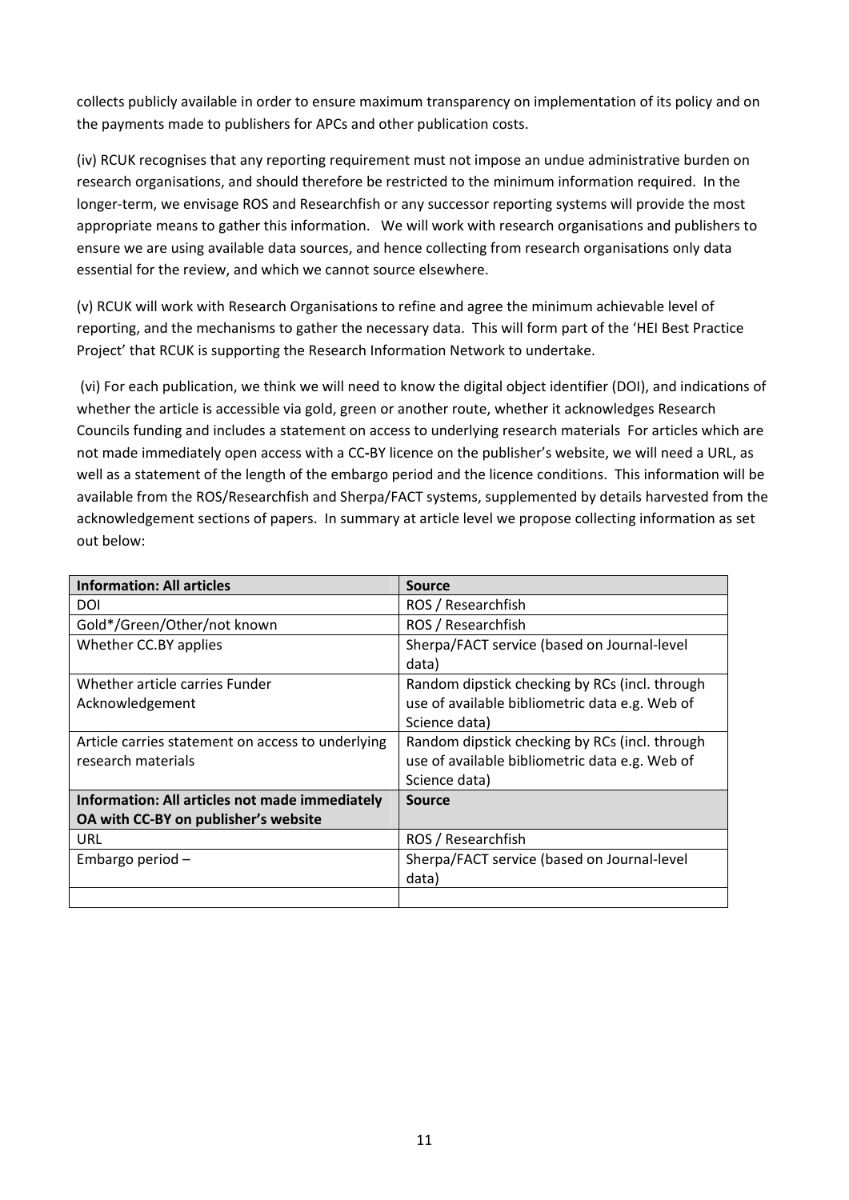collects publicly available in order to ensure maximum transparency on implementation of its policy and on the payments made to publishers for APCs and other publication costs.

(iv) RCUK recognises that any reporting requirement must not impose an undue administrative burden on research organisations, and should therefore be restricted to the minimum information required. In the longer-term, we envisage ROS and Researchfish or any successor reporting systems will provide the most appropriate means to gather this information. We will work with research organisations and publishers to ensure we are using available data sources, and hence collecting from research organisations only data essential for the review, and which we cannot source elsewhere.

(v) RCUK will work with Research Organisations to refine and agree the minimum achievable level of reporting, and the mechanisms to gather the necessary data. This will form part of the 'HEI Best Practice Project' that RCUK is supporting the Research Information Network to undertake.

(vi) For each publication, we think we will need to know the digital object identifier (DOI), and indications of whether the article is accessible via gold, green or another route, whether it acknowledges Research Councils funding and includes a statement on access to underlying research materials For articles which are not made immediately open access with a CC-BY licence on the publisher's website, we will need a URL, as well as a statement of the length of the embargo period and the licence conditions. This information will be available from the ROS/Researchfish and Sherpa/FACT systems, supplemented by details harvested from the acknowledgement sections of papers. In summary at article level we propose collecting information as set out below:

| **Information: All articles** | **Source** |
|---|---|
| DOI | ROS / Researchfish |
| Gold*/Green/Other/not known | ROS / Researchfish |
| Whether CC.BY applies | Sherpa/FACT service (based on Journal-level data) |
| Whether article carries Funder Acknowledgement | Random dipstick checking by RCs (incl. through use of available bibliometric data e.g. Web of Science data) |
| Article carries statement on access to underlying research materials | Random dipstick checking by RCs (incl. through use of available bibliometric data e.g. Web of Science data) |
| **Information: All articles not made immediately OA with CC-BY on publisher's website** | **Source** |
| URL | ROS / Researchfish |
| Embargo period – | Sherpa/FACT service (based on Journal-level data) |
| | |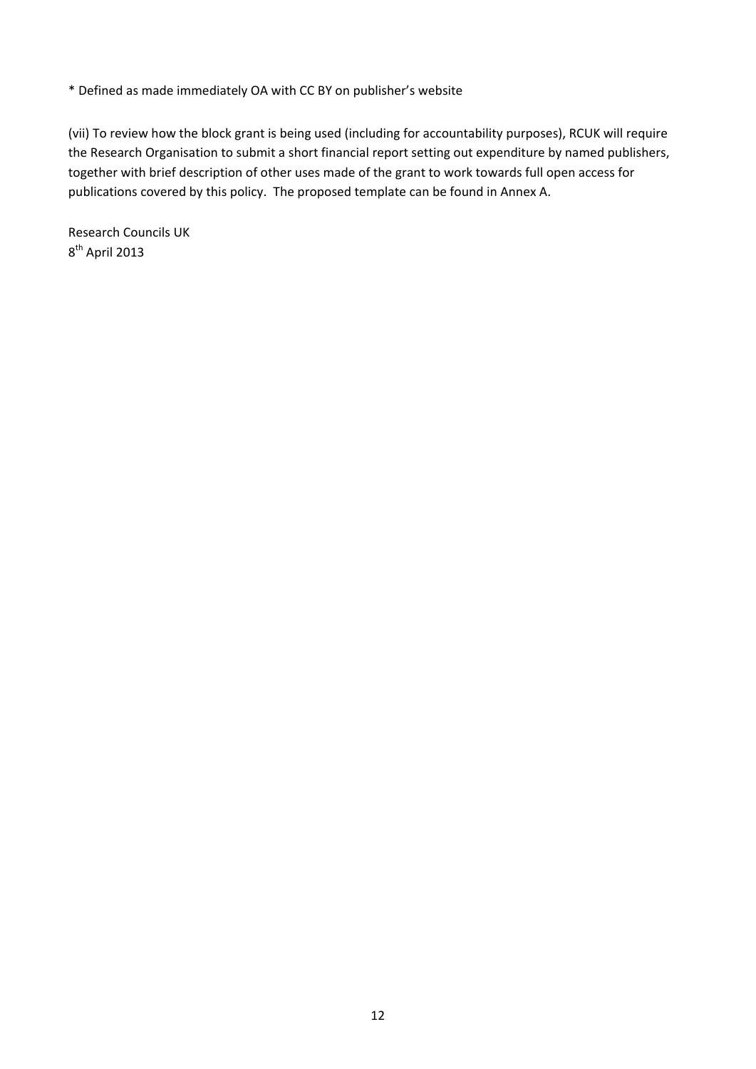* Defined as made immediately OA with CC BY on publisher's website

(vii) To review how the block grant is being used (including for accountability purposes), RCUK will require the Research Organisation to submit a short financial report setting out expenditure by named publishers, together with brief description of other uses made of the grant to work towards full open access for publications covered by this policy. The proposed template can be found in Annex A.

Research Councils UK
8th April 2013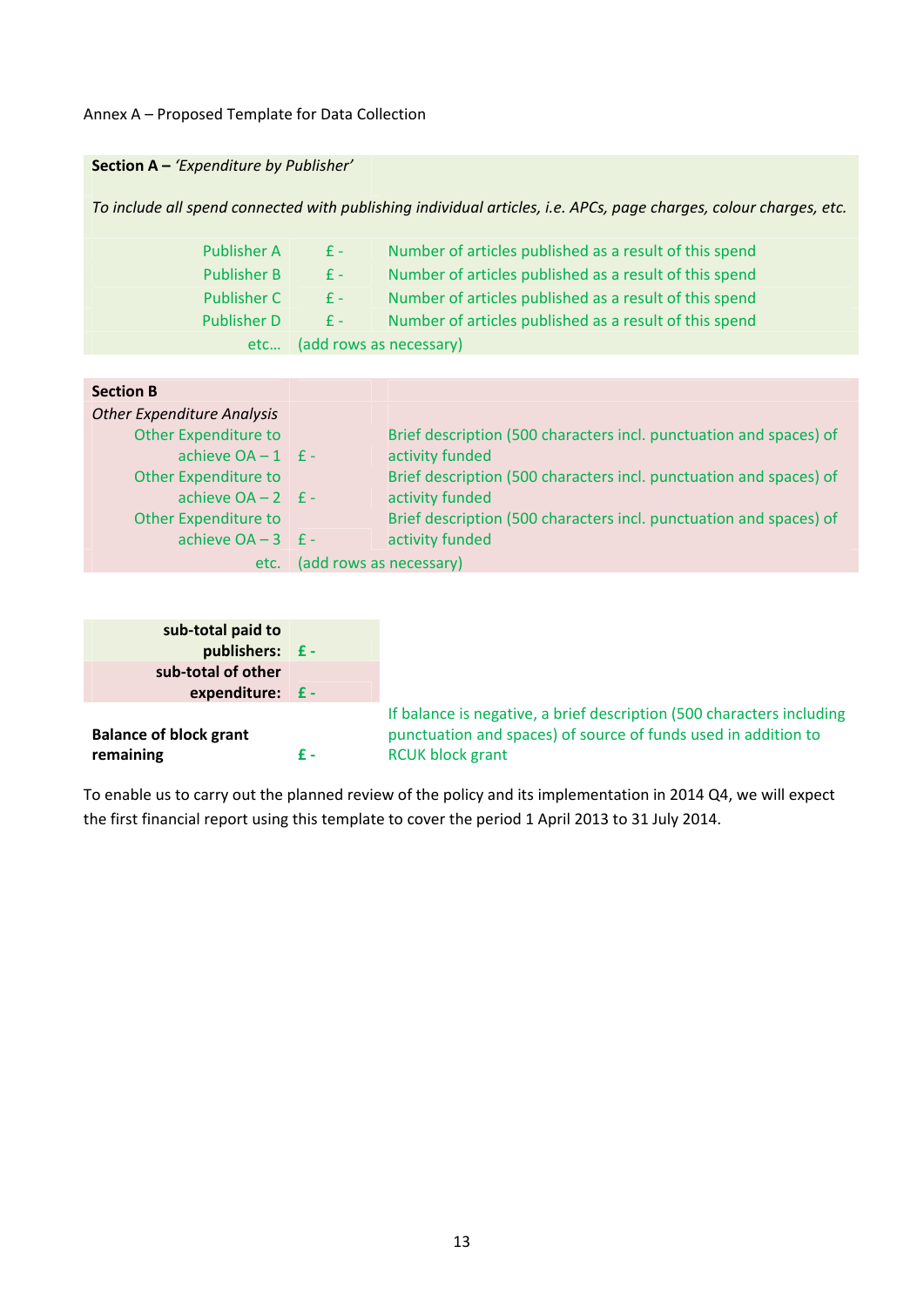Annex A – Proposed Template for Data Collection

**Section A –** *'Expenditure by Publisher'*

*To include all spend connected with publishing individual articles, i.e. APCs, page charges, colour charges, etc.*

| | | |
|---|---|---|
| Publisher A | £ - | Number of articles published as a result of this spend |
| Publisher B | £ - | Number of articles published as a result of this spend |
| Publisher C | £ - | Number of articles published as a result of this spend |
| Publisher D | £ - | Number of articles published as a result of this spend |
| etc… | (add rows as necessary) | |

**Section B**

*Other Expenditure Analysis*

| | | |
|---|---|---|
| Other Expenditure to achieve OA – 1 | £ - | Brief description (500 characters incl. punctuation and spaces) of activity funded |
| Other Expenditure to achieve OA – 2 | £ - | Brief description (500 characters incl. punctuation and spaces) of activity funded |
| Other Expenditure to achieve OA – 3 | £ - | Brief description (500 characters incl. punctuation and spaces) of activity funded |
| etc. | (add rows as necessary) | |

| | | |
|---|---|---|
| **sub-total paid to publishers:** | **£ -** | |
| **sub-total of other expenditure:** | **£ -** | |
| **Balance of block grant remaining** | **£ -** | If balance is negative, a brief description (500 characters including punctuation and spaces) of source of funds used in addition to RCUK block grant |

To enable us to carry out the planned review of the policy and its implementation in 2014 Q4, we will expect the first financial report using this template to cover the period 1 April 2013 to 31 July 2014.